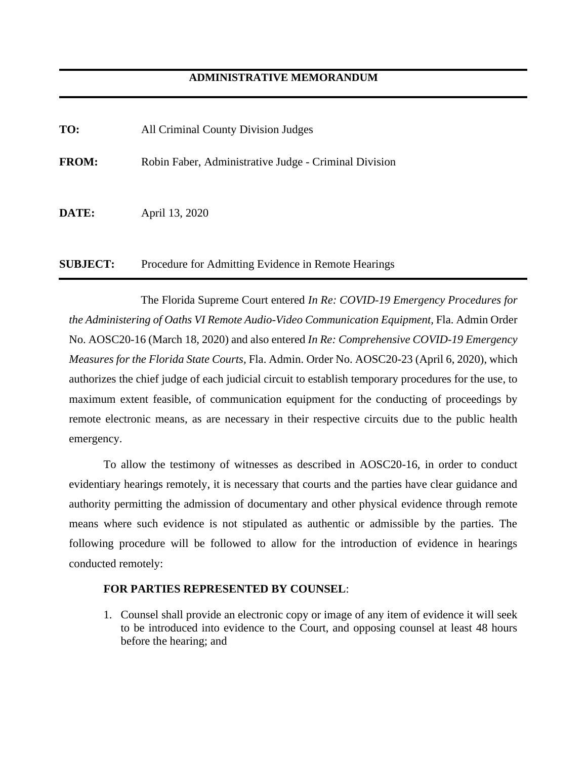**ADMINISTRATIVE MEMORANDUM**

---

**TO:** All Criminal County Division Judges

**FROM:** Robin Faber, Administrative Judge - Criminal Division

**DATE:** April 13, 2020

**SUBJECT:** Procedure for Admitting Evidence in Remote Hearings

---

The Florida Supreme Court entered *In Re: COVID-19 Emergency Procedures for the Administering of Oaths VI Remote Audio-Video Communication Equipment,* Fla. Admin Order No. AOSC20-16 (March 18, 2020) and also entered *In Re: Comprehensive COVID-19 Emergency Measures for the Florida State Courts,* Fla. Admin. Order No. AOSC20-23 (April 6, 2020), which authorizes the chief judge of each judicial circuit to establish temporary procedures for the use, to maximum extent feasible, of communication equipment for the conducting of proceedings by remote electronic means, as are necessary in their respective circuits due to the public health emergency.

To allow the testimony of witnesses as described in AOSC20-16, in order to conduct evidentiary hearings remotely, it is necessary that courts and the parties have clear guidance and authority permitting the admission of documentary and other physical evidence through remote means where such evidence is not stipulated as authentic or admissible by the parties. The following procedure will be followed to allow for the introduction of evidence in hearings conducted remotely:

**FOR PARTIES REPRESENTED BY COUNSEL**:

1. Counsel shall provide an electronic copy or image of any item of evidence it will seek to be introduced into evidence to the Court, and opposing counsel at least 48 hours before the hearing; and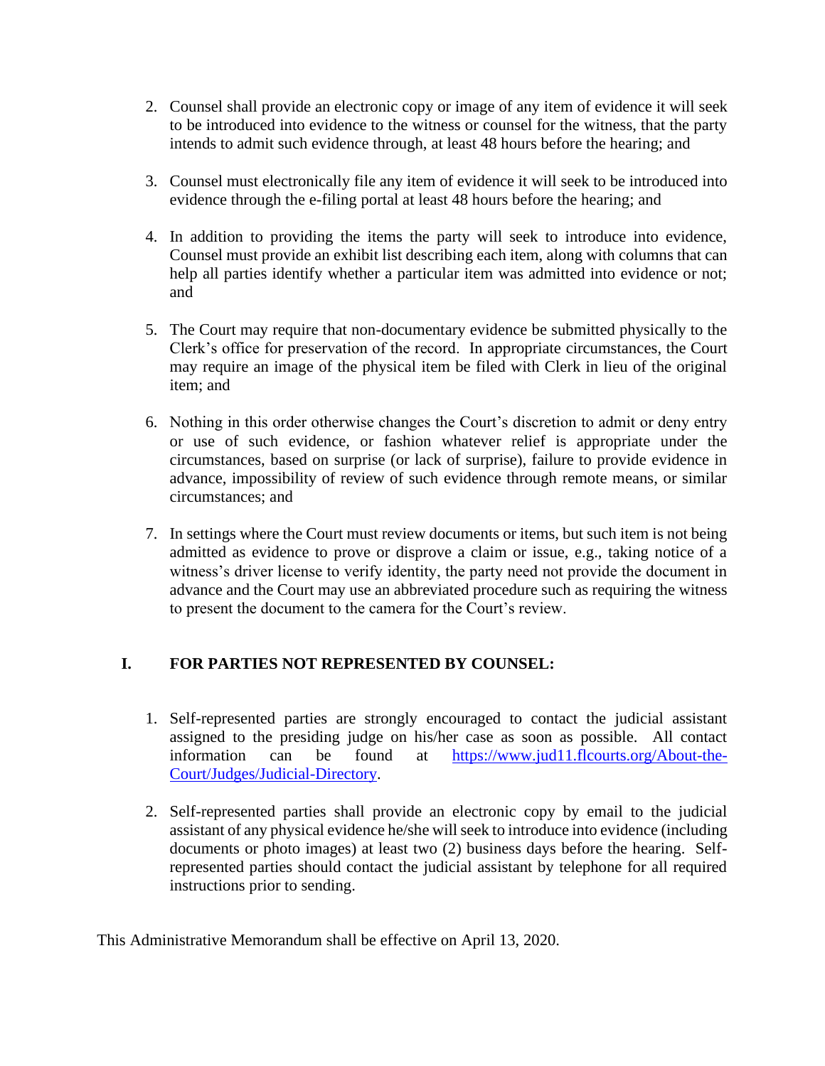2. Counsel shall provide an electronic copy or image of any item of evidence it will seek to be introduced into evidence to the witness or counsel for the witness, that the party intends to admit such evidence through, at least 48 hours before the hearing; and

3. Counsel must electronically file any item of evidence it will seek to be introduced into evidence through the e-filing portal at least 48 hours before the hearing; and

4. In addition to providing the items the party will seek to introduce into evidence, Counsel must provide an exhibit list describing each item, along with columns that can help all parties identify whether a particular item was admitted into evidence or not; and

5. The Court may require that non-documentary evidence be submitted physically to the Clerk's office for preservation of the record. In appropriate circumstances, the Court may require an image of the physical item be filed with Clerk in lieu of the original item; and

6. Nothing in this order otherwise changes the Court's discretion to admit or deny entry or use of such evidence, or fashion whatever relief is appropriate under the circumstances, based on surprise (or lack of surprise), failure to provide evidence in advance, impossibility of review of such evidence through remote means, or similar circumstances; and

7. In settings where the Court must review documents or items, but such item is not being admitted as evidence to prove or disprove a claim or issue, e.g., taking notice of a witness's driver license to verify identity, the party need not provide the document in advance and the Court may use an abbreviated procedure such as requiring the witness to present the document to the camera for the Court's review.

## I. FOR PARTIES NOT REPRESENTED BY COUNSEL:

1. Self-represented parties are strongly encouraged to contact the judicial assistant assigned to the presiding judge on his/her case as soon as possible. All contact information can be found at [https://www.jud11.flcourts.org/About-the-Court/Judges/Judicial-Directory](https://www.jud11.flcourts.org/About-the-Court/Judges/Judicial-Directory).

2. Self-represented parties shall provide an electronic copy by email to the judicial assistant of any physical evidence he/she will seek to introduce into evidence (including documents or photo images) at least two (2) business days before the hearing. Self-represented parties should contact the judicial assistant by telephone for all required instructions prior to sending.

This Administrative Memorandum shall be effective on April 13, 2020.